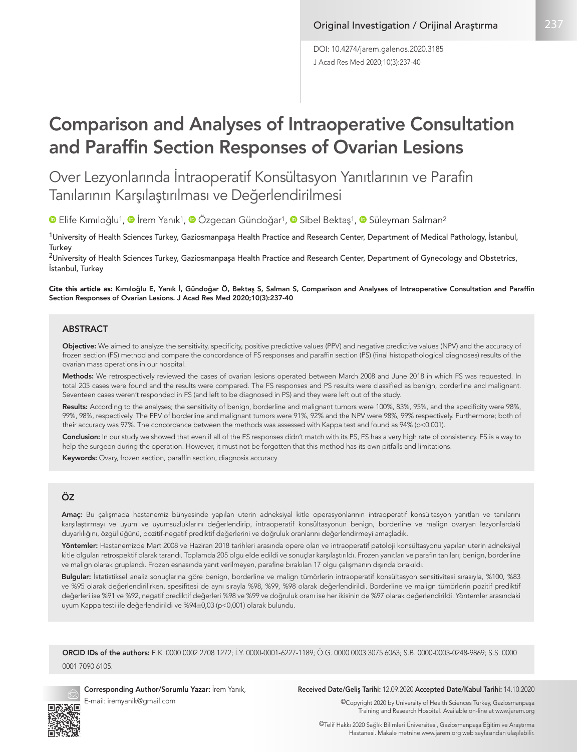Original Investigation / Orijinal Araştırma

DOI: 10.4274/jarem.galenos.2020.3185

# Comparison and Analyses of Intraoperative Consultation and Paraffin Section Responses of Ovarian Lesions

## Over Lezyonlarında İntraoperatif Konsültasyon Yanıtlarının ve Parafin Tanılarının Karşılaştırılması ve Değerlendirilmesi

Elife Kımıloğlu[1], İrem Yanık[1], Özgecan Gündoğar[1], Sibel Bektaş[1], Süleyman Salman[2]

[1]University of Health Sciences Turkey, Gaziosmanpaşa Health Practice and Research Center, Department of Medical Pathology, İstanbul, Turkey

[2]University of Health Sciences Turkey, Gaziosmanpaşa Health Practice and Research Center, Department of Gynecology and Obstetrics, İstanbul, Turkey

**Cite this article as:** Kımıloğlu E, Yanık İ, Gündoğar Ö, Bektaş S, Salman S, Comparison and Analyses of Intraoperative Consultation and Paraffin Section Responses of Ovarian Lesions. J Acad Res Med 2020;10(3):237-40

### ABSTRACT

**Objective:** We aimed to analyze the sensitivity, specificity, positive predictive values (PPV) and negative predictive values (NPV) and the accuracy of frozen section (FS) method and compare the concordance of FS responses and paraffin section (PS) (final histopathological diagnoses) results of the ovarian mass operations in our hospital.

**Methods:** We retrospectively reviewed the cases of ovarian lesions operated between March 2008 and June 2018 in which FS was requested. In total 205 cases were found and the results were compared. The FS responses and PS results were classified as benign, borderline and malignant. Seventeen cases weren't responded in FS (and left to be diagnosed in PS) and they were left out of the study.

**Results:** According to the analyses; the sensitivity of benign, borderline and malignant tumors were 100%, 83%, 95%, and the specificity were 98%, 99%, 98%, respectively. The PPV of borderline and malignant tumors were 91%, 92% and the NPV were 98%, 99% respectively. Furthermore; both of their accuracy was 97%. The concordance between the methods was assessed with Kappa test and found as 94% (p<0.001).

**Conclusion:** In our study we showed that even if all of the FS responses didn't match with its PS, FS has a very high rate of consistency. FS is a way to help the surgeon during the operation. However, it must not be forgotten that this method has its own pitfalls and limitations.

**Keywords:** Ovary, frozen section, paraffin section, diagnosis accuracy

### ÖZ

**Amaç:** Bu çalışmada hastanemiz bünyesinde yapılan uterin adneksiyal kitle operasyonlarının intraoperatif konsültasyon yanıtları ve tanılarını karşılaştırmayı ve uyum ve uyumsuzluklarını değerlendirip, intraoperatif konsültasyonun benign, borderline ve malign ovaryan lezyonlardaki duyarlılığını, özgüllüğünü, pozitif-negatif prediktif değerlerini ve doğruluk oranlarını değerlendirmeyi amaçladık.

**Yöntemler:** Hastanemizde Mart 2008 ve Haziran 2018 tarihleri arasında opere olan ve intraoperatif patoloji konsültasyonu yapılan uterin adneksiyal kitle olguları retrospektif olarak tarandı. Toplamda 205 olgu elde edildi ve sonuçlar karşılaştırıldı. Frozen yanıtları ve parafin tanıları; benign, borderline ve malign olarak gruplandı. Frozen esnasında yanıt verilmeyen, parafine bırakılan 17 olgu çalışmanın dışında bırakıldı.

**Bulgular:** İstatistiksel analiz sonuçlarına göre benign, borderline ve malign tümörlerin intraoperatif konsültasyon sensitivitesi sırasıyla, %100, %83 ve %95 olarak değerlendirilirken, spesifitesi de aynı sırayla %98, %99, %98 olarak değerlendirildi. Borderline ve malign tümörlerin pozitif prediktif değerleri ise %91 ve %92, negatif prediktif değerleri %98 ve %99 ve doğruluk oranı ise her ikisinin de %97 olarak değerlendirildi. Yöntemler arasındaki uyum Kappa testi ile değerlendirildi ve %94±0,03 (p<0,001) olarak bulundu.

**ORCID IDs of the authors:** E.K. 0000 0002 2708 1272; İ.Y. 0000-0001-6227-1189; Ö.G. 0000 0003 3075 6063; S.B. 0000-0003-0248-9869; S.S. 0000 0001 7090 6105.

**Corresponding Author/Sorumlu Yazar:** İrem Yanık, E-mail: iremyanik@gmail.com

**Received Date/Geliş Tarihi:** 12.09.2020 **Accepted Date/Kabul Tarihi:** 14.10.2020

©Copyright 2020 by University of Health Sciences Turkey, Gaziosmanpaşa Training and Research Hospital. Available on-line at www.jarem.org

©Telif Hakkı 2020 Sağlık Bilimleri Üniversitesi, Gaziosmanpaşa Eğitim ve Araştırma Hastanesi. Makale metnine www.jarem.org web sayfasından ulaşılabilir.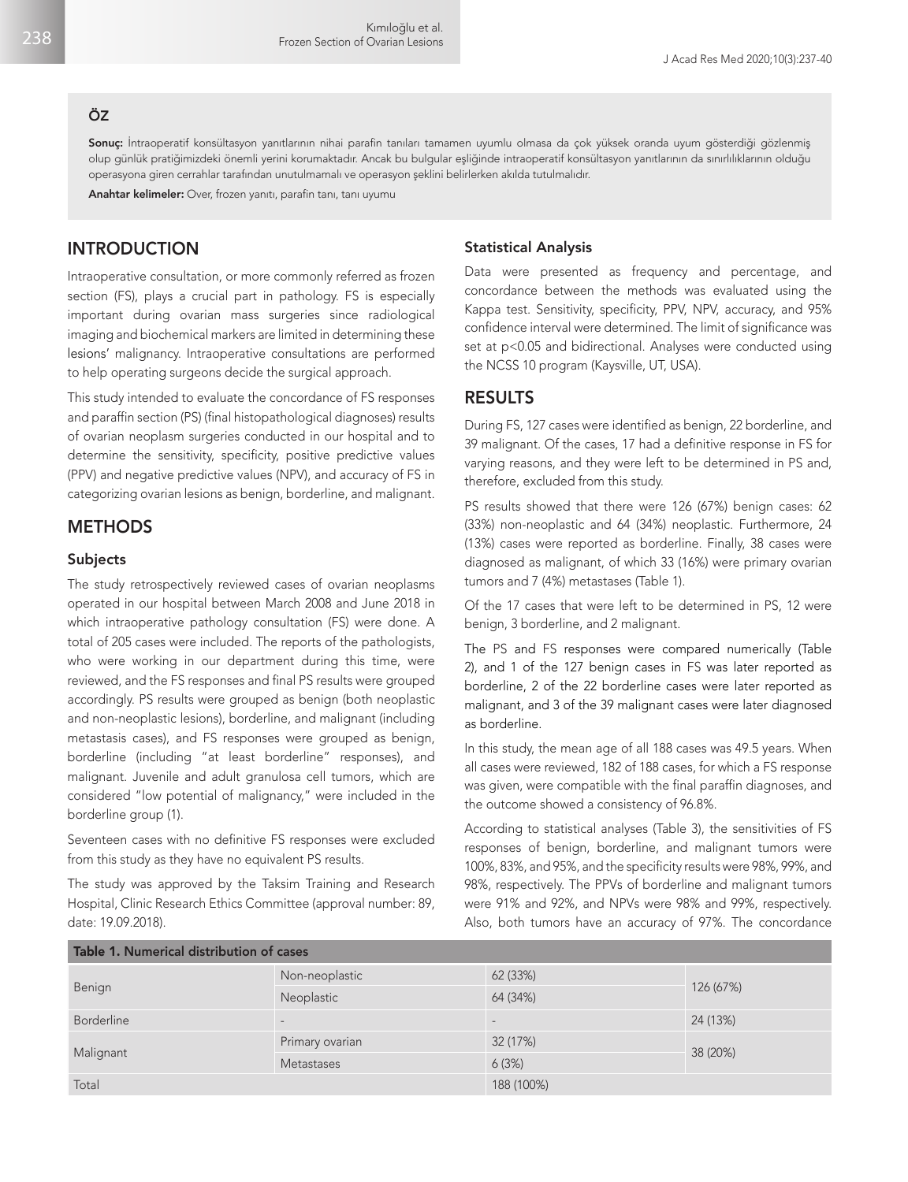### ÖZ

**Sonuç:** İntraoperatif konsültasyon yanıtlarının nihai parafin tanıları tamamen uyumlu olmasa da çok yüksek oranda uyum gösterdiği gözlenmiş olup günlük pratiğimizdeki önemli yerini korumaktadır. Ancak bu bulgular eşliğinde intraoperatif konsültasyon yanıtlarının da sınırlılıklarının olduğu operasyona giren cerrahlar tarafından unutulmamalı ve operasyon şeklini belirlerken akılda tutulmalıdır.

**Anahtar kelimeler:** Over, frozen yanıtı, parafin tanı, tanı uyumu

## INTRODUCTION

Intraoperative consultation, or more commonly referred as frozen section (FS), plays a crucial part in pathology. FS is especially important during ovarian mass surgeries since radiological imaging and biochemical markers are limited in determining these lesions' malignancy. Intraoperative consultations are performed to help operating surgeons decide the surgical approach.

This study intended to evaluate the concordance of FS responses and paraffin section (PS) (final histopathological diagnoses) results of ovarian neoplasm surgeries conducted in our hospital and to determine the sensitivity, specificity, positive predictive values (PPV) and negative predictive values (NPV), and accuracy of FS in categorizing ovarian lesions as benign, borderline, and malignant.

## METHODS

### Subjects

The study retrospectively reviewed cases of ovarian neoplasms operated in our hospital between March 2008 and June 2018 in which intraoperative pathology consultation (FS) were done. A total of 205 cases were included. The reports of the pathologists, who were working in our department during this time, were reviewed, and the FS responses and final PS results were grouped accordingly. PS results were grouped as benign (both neoplastic and non-neoplastic lesions), borderline, and malignant (including metastasis cases), and FS responses were grouped as benign, borderline (including "at least borderline" responses), and malignant. Juvenile and adult granulosa cell tumors, which are considered "low potential of malignancy," were included in the borderline group (1).

Seventeen cases with no definitive FS responses were excluded from this study as they have no equivalent PS results.

The study was approved by the Taksim Training and Research Hospital, Clinic Research Ethics Committee (approval number: 89, date: 19.09.2018).

### Statistical Analysis

Data were presented as frequency and percentage, and concordance between the methods was evaluated using the Kappa test. Sensitivity, specificity, PPV, NPV, accuracy, and 95% confidence interval were determined. The limit of significance was set at $p<0.05$ and bidirectional. Analyses were conducted using the NCSS 10 program (Kaysville, UT, USA).

## RESULTS

During FS, 127 cases were identified as benign, 22 borderline, and 39 malignant. Of the cases, 17 had a definitive response in FS for varying reasons, and they were left to be determined in PS and, therefore, excluded from this study.

PS results showed that there were 126 (67%) benign cases: 62 (33%) non-neoplastic and 64 (34%) neoplastic. Furthermore, 24 (13%) cases were reported as borderline. Finally, 38 cases were diagnosed as malignant, of which 33 (16%) were primary ovarian tumors and 7 (4%) metastases (Table 1).

Of the 17 cases that were left to be determined in PS, 12 were benign, 3 borderline, and 2 malignant.

The PS and FS responses were compared numerically (Table 2), and 1 of the 127 benign cases in FS was later reported as borderline, 2 of the 22 borderline cases were later reported as malignant, and 3 of the 39 malignant cases were later diagnosed as borderline.

In this study, the mean age of all 188 cases was 49.5 years. When all cases were reviewed, 182 of 188 cases, for which a FS response was given, were compatible with the final paraffin diagnoses, and the outcome showed a consistency of 96.8%.

According to statistical analyses (Table 3), the sensitivities of FS responses of benign, borderline, and malignant tumors were 100%, 83%, and 95%, and the specificity results were 98%, 99%, and 98%, respectively. The PPVs of borderline and malignant tumors were 91% and 92%, and NPVs were 98% and 99%, respectively. Also, both tumors have an accuracy of 97%. The concordance

**Table 1. Numerical distribution of cases**

| | | | |
|---|---|---|---|
| Benign | Non-neoplastic | 62 (33%) | 126 (67%) |
| | Neoplastic | 64 (34%) | |
| Borderline | - | - | 24 (13%) |
| Malignant | Primary ovarian | 32 (17%) | 38 (20%) |
| | Metastases | 6 (3%) | |
| Total | | 188 (100%) | |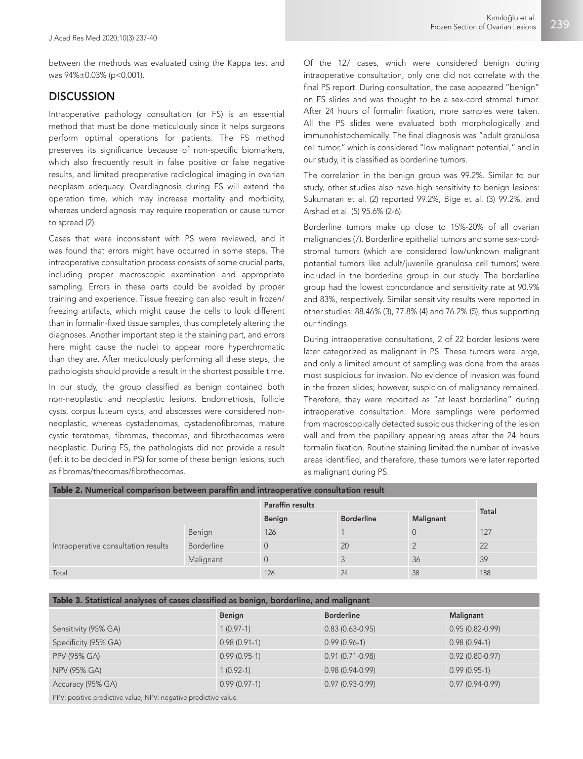between the methods was evaluated using the Kappa test and was 94%±0.03% (p<0.001).

## DISCUSSION

Intraoperative pathology consultation (or FS) is an essential method that must be done meticulously since it helps surgeons perform optimal operations for patients. The FS method preserves its significance because of non-specific biomarkers, which also frequently result in false positive or false negative results, and limited preoperative radiological imaging in ovarian neoplasm adequacy. Overdiagnosis during FS will extend the operation time, which may increase mortality and morbidity, whereas underdiagnosis may require reoperation or cause tumor to spread (2).

Cases that were inconsistent with PS were reviewed, and it was found that errors might have occurred in some steps. The intraoperative consultation process consists of some crucial parts, including proper macroscopic examination and appropriate sampling. Errors in these parts could be avoided by proper training and experience. Tissue freezing can also result in frozen/freezing artifacts, which might cause the cells to look different than in formalin-fixed tissue samples, thus completely altering the diagnoses. Another important step is the staining part, and errors here might cause the nuclei to appear more hyperchromatic than they are. After meticulously performing all these steps, the pathologists should provide a result in the shortest possible time.

In our study, the group classified as benign contained both non-neoplastic and neoplastic lesions. Endometriosis, follicle cysts, corpus luteum cysts, and abscesses were considered non-neoplastic, whereas cystadenomas, cystadenofibromas, mature cystic teratomas, fibromas, thecomas, and fibrothecomas were neoplastic. During FS, the pathologists did not provide a result (left it to be decided in PS) for some of these benign lesions, such as fibromas/thecomas/fibrothecomas.

Of the 127 cases, which were considered benign during intraoperative consultation, only one did not correlate with the final PS report. During consultation, the case appeared "benign" on FS slides and was thought to be a sex-cord stromal tumor. After 24 hours of formalin fixation, more samples were taken. All the PS slides were evaluated both morphologically and immunohistochemically. The final diagnosis was "adult granulosa cell tumor," which is considered "low malignant potential," and in our study, it is classified as borderline tumors.

The correlation in the benign group was 99.2%. Similar to our study, other studies also have high sensitivity to benign lesions: Sukumaran et al. (2) reported 99.2%, Bige et al. (3) 99.2%, and Arshad et al. (5) 95.6% (2-6).

Borderline tumors make up close to 15%-20% of all ovarian malignancies (7). Borderline epithelial tumors and some sex-cord-stromal tumors (which are considered low/unknown malignant potential tumors like adult/juvenile granulosa cell tumors) were included in the borderline group in our study. The borderline group had the lowest concordance and sensitivity rate at 90.9% and 83%, respectively. Similar sensitivity results were reported in other studies: 88.46% (3), 77.8% (4) and 76.2% (5), thus supporting our findings.

During intraoperative consultations, 2 of 22 border lesions were later categorized as malignant in PS. These tumors were large, and only a limited amount of sampling was done from the areas most suspicious for invasion. No evidence of invasion was found in the frozen slides; however, suspicion of malignancy remained. Therefore, they were reported as "at least borderline" during intraoperative consultation. More samplings were performed from macroscopically detected suspicious thickening of the lesion wall and from the papillary appearing areas after the 24 hours formalin fixation. Routine staining limited the number of invasive areas identified, and therefore, these tumors were later reported as malignant during PS.

**Table 2. Numerical comparison between paraffin and intraoperative consultation result**

| | | Paraffin results | | | Total |
|---|---|---|---|---|---|
| | | Benign | Borderline | Malignant | |
| Intraoperative consultation results | Benign | 126 | 1 | 0 | 127 |
| | Borderline | 0 | 20 | 2 | 22 |
| | Malignant | 0 | 3 | 36 | 39 |
| Total | | 126 | 24 | 38 | 188 |

**Table 3. Statistical analyses of cases classified as benign, borderline, and malignant**

| | Benign | Borderline | Malignant |
|---|---|---|---|
| Sensitivity (95% GA) | 1 (0.97-1) | 0.83 (0.63-0.95) | 0.95 (0.82-0.99) |
| Specificity (95% GA) | 0.98 (0.91-1) | 0.99 (0.96-1) | 0.98 (0.94-1) |
| PPV (95% GA) | 0.99 (0.95-1) | 0.91 (0.71-0.98) | 0.92 (0.80-0.97) |
| NPV (95% GA) | 1 (0.92-1) | 0.98 (0.94-0.99) | 0.99 (0.95-1) |
| Accuracy (95% GA) | 0.99 (0.97-1) | 0.97 (0.93-0.99) | 0.97 (0.94-0.99) |

PPV: positive predictive value, NPV: negative predictive value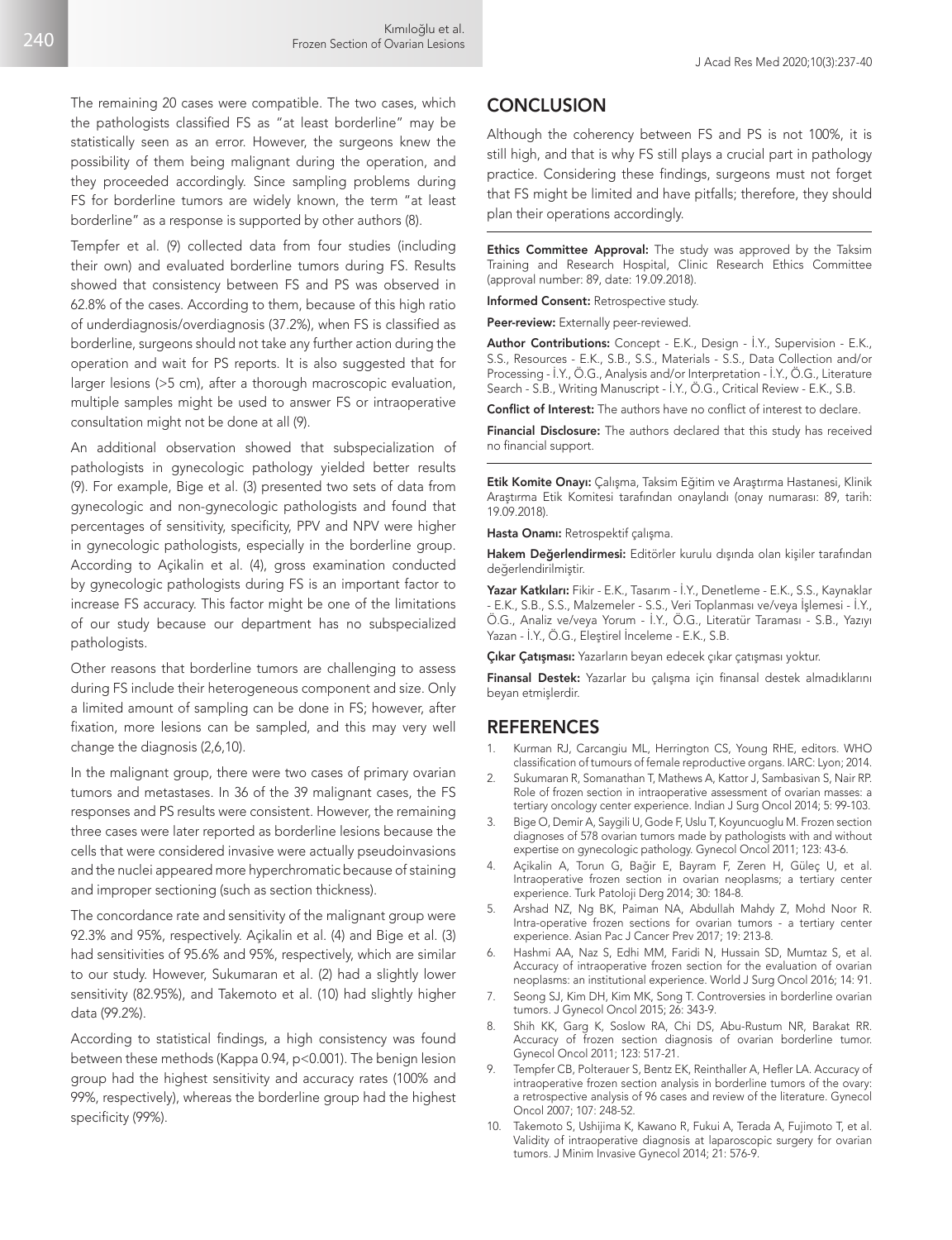The remaining 20 cases were compatible. The two cases, which the pathologists classified FS as "at least borderline" may be statistically seen as an error. However, the surgeons knew the possibility of them being malignant during the operation, and they proceeded accordingly. Since sampling problems during FS for borderline tumors are widely known, the term "at least borderline" as a response is supported by other authors (8).

Tempfer et al. (9) collected data from four studies (including their own) and evaluated borderline tumors during FS. Results showed that consistency between FS and PS was observed in 62.8% of the cases. According to them, because of this high ratio of underdiagnosis/overdiagnosis (37.2%), when FS is classified as borderline, surgeons should not take any further action during the operation and wait for PS reports. It is also suggested that for larger lesions (>5 cm), after a thorough macroscopic evaluation, multiple samples might be used to answer FS or intraoperative consultation might not be done at all (9).

An additional observation showed that subspecialization of pathologists in gynecologic pathology yielded better results (9). For example, Bige et al. (3) presented two sets of data from gynecologic and non-gynecologic pathologists and found that percentages of sensitivity, specificity, PPV and NPV were higher in gynecologic pathologists, especially in the borderline group. According to Açikalin et al. (4), gross examination conducted by gynecologic pathologists during FS is an important factor to increase FS accuracy. This factor might be one of the limitations of our study because our department has no subspecialized pathologists.

Other reasons that borderline tumors are challenging to assess during FS include their heterogeneous component and size. Only a limited amount of sampling can be done in FS; however, after fixation, more lesions can be sampled, and this may very well change the diagnosis (2,6,10).

In the malignant group, there were two cases of primary ovarian tumors and metastases. In 36 of the 39 malignant cases, the FS responses and PS results were consistent. However, the remaining three cases were later reported as borderline lesions because the cells that were considered invasive were actually pseudoinvasions and the nuclei appeared more hyperchromatic because of staining and improper sectioning (such as section thickness).

The concordance rate and sensitivity of the malignant group were 92.3% and 95%, respectively. Açikalin et al. (4) and Bige et al. (3) had sensitivities of 95.6% and 95%, respectively, which are similar to our study. However, Sukumaran et al. (2) had a slightly lower sensitivity (82.95%), and Takemoto et al. (10) had slightly higher data (99.2%).

According to statistical findings, a high consistency was found between these methods (Kappa 0.94, $p<0.001$). The benign lesion group had the highest sensitivity and accuracy rates (100% and 99%, respectively), whereas the borderline group had the highest specificity (99%).

## CONCLUSION

Although the coherency between FS and PS is not 100%, it is still high, and that is why FS still plays a crucial part in pathology practice. Considering these findings, surgeons must not forget that FS might be limited and have pitfalls; therefore, they should plan their operations accordingly.

**Ethics Committee Approval:** The study was approved by the Taksim Training and Research Hospital, Clinic Research Ethics Committee (approval number: 89, date: 19.09.2018).

**Informed Consent:** Retrospective study.

**Peer-review:** Externally peer-reviewed.

**Author Contributions:** Concept - E.K., Design - İ.Y., Supervision - E.K., S.S., Resources - E.K., S.B., S.S., Materials - S.S., Data Collection and/or Processing - İ.Y., Ö.G., Analysis and/or Interpretation - İ.Y., Ö.G., Literature Search - S.B., Writing Manuscript - İ.Y., Ö.G., Critical Review - E.K., S.B.

**Conflict of Interest:** The authors have no conflict of interest to declare.

**Financial Disclosure:** The authors declared that this study has received no financial support.

**Etik Komite Onayı:** Çalışma, Taksim Eğitim ve Araştırma Hastanesi, Klinik Araştırma Etik Komitesi tarafından onaylandı (onay numarası: 89, tarih: 19.09.2018).

**Hasta Onamı:** Retrospektif çalışma.

**Hakem Değerlendirmesi:** Editörler kurulu dışında olan kişiler tarafından değerlendirilmiştir.

**Yazar Katkıları:** Fikir - E.K., Tasarım - İ.Y., Denetleme - E.K., S.S., Kaynaklar - E.K., S.B., S.S., Malzemeler - S.S., Veri Toplanması ve/veya İşlemesi - İ.Y., Ö.G., Analiz ve/veya Yorum - İ.Y., Ö.G., Literatür Taraması - S.B., Yazıyı Yazan - İ.Y., Ö.G., Eleştirel İnceleme - E.K., S.B.

**Çıkar Çatışması:** Yazarların beyan edecek çıkar çatışması yoktur.

**Finansal Destek:** Yazarlar bu çalışma için finansal destek almadıklarını beyan etmişlerdir.

## REFERENCES

1. Kurman RJ, Carcangiu ML, Herrington CS, Young RHE, editors. WHO classification of tumours of female reproductive organs. IARC: Lyon; 2014.
2. Sukumaran R, Somanathan T, Mathews A, Kattor J, Sambasivan S, Nair RP. Role of frozen section in intraoperative assessment of ovarian masses: a tertiary oncology center experience. Indian J Surg Oncol 2014; 5: 99-103.
3. Bige O, Demir A, Saygili U, Gode F, Uslu T, Koyuncuoglu M. Frozen section diagnoses of 578 ovarian tumors made by pathologists with and without expertise on gynecologic pathology. Gynecol Oncol 2011; 123: 43-6.
4. Açikalin A, Torun G, Bağir E, Bayram F, Zeren H, Güleç U, et al. Intraoperative frozen section in ovarian neoplasms; a tertiary center experience. Turk Patoloji Derg 2014; 30: 184-8.
5. Arshad NZ, Ng BK, Paiman NA, Abdullah Mahdy Z, Mohd Noor R. Intra-operative frozen sections for ovarian tumors - a tertiary center experience. Asian Pac J Cancer Prev 2017; 19: 213-8.
6. Hashmi AA, Naz S, Edhi MM, Faridi N, Hussain SD, Mumtaz S, et al. Accuracy of intraoperative frozen section for the evaluation of ovarian neoplasms: an institutional experience. World J Surg Oncol 2016; 14: 91.
7. Seong SJ, Kim DH, Kim MK, Song T. Controversies in borderline ovarian tumors. J Gynecol Oncol 2015; 26: 343-9.
8. Shih KK, Garg K, Soslow RA, Chi DS, Abu-Rustum NR, Barakat RR. Accuracy of frozen section diagnosis of ovarian borderline tumor. Gynecol Oncol 2011; 123: 517-21.
9. Tempfer CB, Polterauer S, Bentz EK, Reinthaller A, Hefler LA. Accuracy of intraoperative frozen section analysis in borderline tumors of the ovary: a retrospective analysis of 96 cases and review of the literature. Gynecol Oncol 2007; 107: 248-52.
10. Takemoto S, Ushijima K, Kawano R, Fukui A, Terada A, Fujimoto T, et al. Validity of intraoperative diagnosis at laparoscopic surgery for ovarian tumors. J Minim Invasive Gynecol 2014; 21: 576-9.